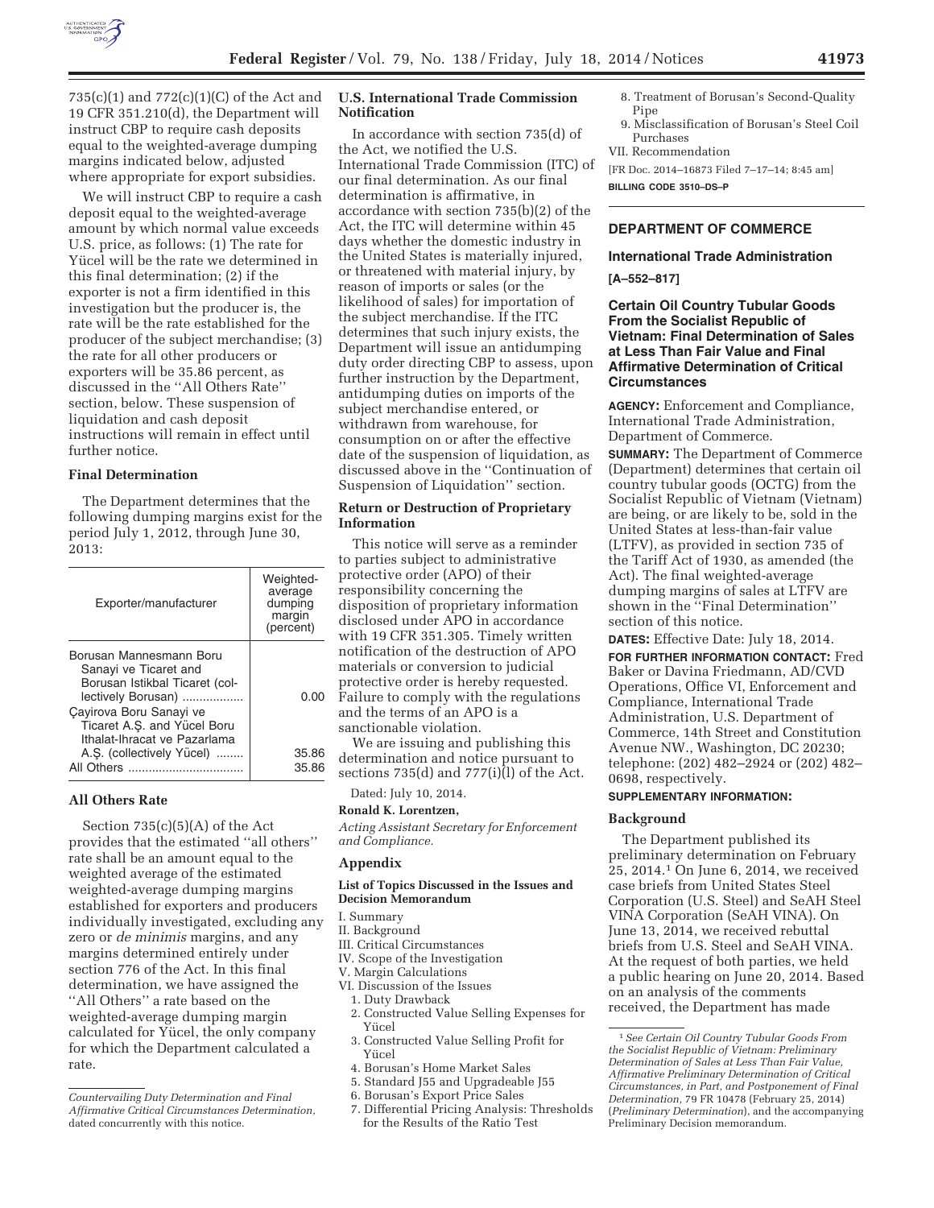735(c)(1) and 772(c)(1)(C) of the Act and 19 CFR 351.210(d), the Department will instruct CBP to require cash deposits equal to the weighted-average dumping margins indicated below, adjusted where appropriate for export subsidies.

We will instruct CBP to require a cash deposit equal to the weighted-average amount by which normal value exceeds U.S. price, as follows: (1) The rate for Yücel will be the rate we determined in this final determination; (2) if the exporter is not a firm identified in this investigation but the producer is, the rate will be the rate established for the producer of the subject merchandise; (3) the rate for all other producers or exporters will be 35.86 percent, as discussed in the ''All Others Rate'' section, below. These suspension of liquidation and cash deposit instructions will remain in effect until further notice.

### Final Determination

The Department determines that the following dumping margins exist for the period July 1, 2012, through June 30, 2013:

| Exporter/manufacturer | Weighted-average dumping margin (percent) |
|---|---|
| Borusan Mannesmann Boru Sanayi ve Ticaret and Borusan Istikbal Ticaret (collectively Borusan) | 0.00 |
| Çayirova Boru Sanayi ve Ticaret A.Ş. and Yücel Boru Ithalat-Ihracat ve Pazarlama A.Ş. (collectively Yücel) | 35.86 |
| All Others | 35.86 |

### All Others Rate

Section 735(c)(5)(A) of the Act provides that the estimated ''all others'' rate shall be an amount equal to the weighted average of the estimated weighted-average dumping margins established for exporters and producers individually investigated, excluding any zero or *de minimis* margins, and any margins determined entirely under section 776 of the Act. In this final determination, we have assigned the ''All Others'' a rate based on the weighted-average dumping margin calculated for Yücel, the only company for which the Department calculated a rate.

*Countervailing Duty Determination and Final Affirmative Critical Circumstances Determination,* dated concurrently with this notice.

### U.S. International Trade Commission Notification

In accordance with section 735(d) of the Act, we notified the U.S. International Trade Commission (ITC) of our final determination. As our final determination is affirmative, in accordance with section 735(b)(2) of the Act, the ITC will determine within 45 days whether the domestic industry in the United States is materially injured, or threatened with material injury, by reason of imports or sales (or the likelihood of sales) for importation of the subject merchandise. If the ITC determines that such injury exists, the Department will issue an antidumping duty order directing CBP to assess, upon further instruction by the Department, antidumping duties on imports of the subject merchandise entered, or withdrawn from warehouse, for consumption on or after the effective date of the suspension of liquidation, as discussed above in the ''Continuation of Suspension of Liquidation'' section.

### Return or Destruction of Proprietary Information

This notice will serve as a reminder to parties subject to administrative protective order (APO) of their responsibility concerning the disposition of proprietary information disclosed under APO in accordance with 19 CFR 351.305. Timely written notification of the destruction of APO materials or conversion to judicial protective order is hereby requested. Failure to comply with the regulations and the terms of an APO is a sanctionable violation.

We are issuing and publishing this determination and notice pursuant to sections 735(d) and 777(i)(l) of the Act.

Dated: July 10, 2014.

**Ronald K. Lorentzen,**

*Acting Assistant Secretary for Enforcement and Compliance.*

### Appendix

#### List of Topics Discussed in the Issues and Decision Memorandum

I. Summary
II. Background
III. Critical Circumstances
IV. Scope of the Investigation
V. Margin Calculations
VI. Discussion of the Issues
1. Duty Drawback
2. Constructed Value Selling Expenses for Yücel
3. Constructed Value Selling Profit for Yücel
4. Borusan's Home Market Sales
5. Standard J55 and Upgradeable J55
6. Borusan's Export Price Sales
7. Differential Pricing Analysis: Thresholds for the Results of the Ratio Test
8. Treatment of Borusan's Second-Quality Pipe
9. Misclassification of Borusan's Steel Coil Purchases
VII. Recommendation

[FR Doc. 2014–16873 Filed 7–17–14; 8:45 am]

**BILLING CODE 3510–DS–P**

## DEPARTMENT OF COMMERCE

### International Trade Administration

**[A–552–817]**

### Certain Oil Country Tubular Goods From the Socialist Republic of Vietnam: Final Determination of Sales at Less Than Fair Value and Final Affirmative Determination of Critical Circumstances

**AGENCY:** Enforcement and Compliance, International Trade Administration, Department of Commerce.

**SUMMARY:** The Department of Commerce (Department) determines that certain oil country tubular goods (OCTG) from the Socialist Republic of Vietnam (Vietnam) are being, or are likely to be, sold in the United States at less-than-fair value (LTFV), as provided in section 735 of the Tariff Act of 1930, as amended (the Act). The final weighted-average dumping margins of sales at LTFV are shown in the ''Final Determination'' section of this notice.

**DATES:** Effective Date: July 18, 2014.

**FOR FURTHER INFORMATION CONTACT:** Fred Baker or Davina Friedmann, AD/CVD Operations, Office VI, Enforcement and Compliance, International Trade Administration, U.S. Department of Commerce, 14th Street and Constitution Avenue NW., Washington, DC 20230; telephone: (202) 482–2924 or (202) 482–0698, respectively.

**SUPPLEMENTARY INFORMATION:**

### Background

The Department published its preliminary determination on February 25, 2014.[1] On June 6, 2014, we received case briefs from United States Steel Corporation (U.S. Steel) and SeAH Steel VINA Corporation (SeAH VINA). On June 13, 2014, we received rebuttal briefs from U.S. Steel and SeAH VINA. At the request of both parties, we held a public hearing on June 20, 2014. Based on an analysis of the comments received, the Department has made

[1] *See Certain Oil Country Tubular Goods From the Socialist Republic of Vietnam: Preliminary Determination of Sales at Less Than Fair Value, Affirmative Preliminary Determination of Critical Circumstances, in Part, and Postponement of Final Determination,* 79 FR 10478 (February 25, 2014) (*Preliminary Determination*), and the accompanying Preliminary Decision memorandum.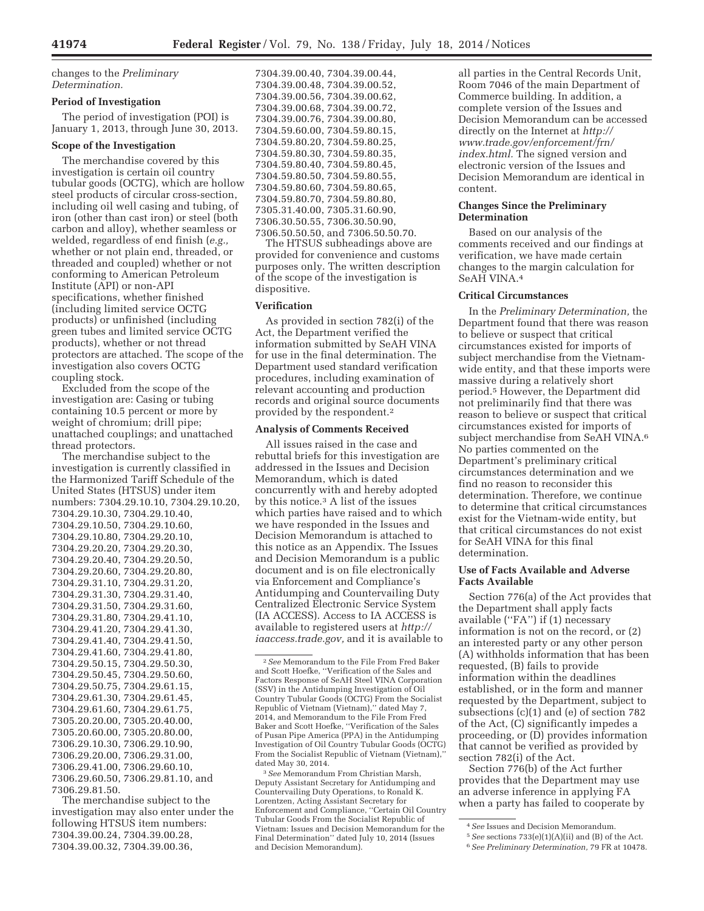changes to the *Preliminary Determination.*

**Period of Investigation**

The period of investigation (POI) is January 1, 2013, through June 30, 2013.

**Scope of the Investigation**

The merchandise covered by this investigation is certain oil country tubular goods (OCTG), which are hollow steel products of circular cross-section, including oil well casing and tubing, of iron (other than cast iron) or steel (both carbon and alloy), whether seamless or welded, regardless of end finish (*e.g.,* whether or not plain end, threaded, or threaded and coupled) whether or not conforming to American Petroleum Institute (API) or non-API specifications, whether finished (including limited service OCTG products) or unfinished (including green tubes and limited service OCTG products), whether or not thread protectors are attached. The scope of the investigation also covers OCTG coupling stock.

Excluded from the scope of the investigation are: Casing or tubing containing 10.5 percent or more by weight of chromium; drill pipe; unattached couplings; and unattached thread protectors.

The merchandise subject to the investigation is currently classified in the Harmonized Tariff Schedule of the United States (HTSUS) under item numbers: 7304.29.10.10, 7304.29.10.20, 7304.29.10.30, 7304.29.10.40, 7304.29.10.50, 7304.29.10.60, 7304.29.10.80, 7304.29.20.10, 7304.29.20.20, 7304.29.20.30, 7304.29.20.40, 7304.29.20.50, 7304.29.20.60, 7304.29.20.80, 7304.29.31.10, 7304.29.31.20, 7304.29.31.30, 7304.29.31.40, 7304.29.31.50, 7304.29.31.60, 7304.29.31.80, 7304.29.41.10, 7304.29.41.20, 7304.29.41.30, 7304.29.41.40, 7304.29.41.50, 7304.29.41.60, 7304.29.41.80, 7304.29.50.15, 7304.29.50.30, 7304.29.50.45, 7304.29.50.60, 7304.29.50.75, 7304.29.61.15, 7304.29.61.30, 7304.29.61.45, 7304.29.61.60, 7304.29.61.75, 7305.20.20.00, 7305.20.40.00, 7305.20.60.00, 7305.20.80.00, 7306.29.10.30, 7306.29.10.90, 7306.29.20.00, 7306.29.31.00, 7306.29.41.00, 7306.29.60.10, 7306.29.60.50, 7306.29.81.10, and 7306.29.81.50.

The merchandise subject to the investigation may also enter under the following HTSUS item numbers: 7304.39.00.24, 7304.39.00.28, 7304.39.00.32, 7304.39.00.36, 7304.39.00.40, 7304.39.00.44, 7304.39.00.48, 7304.39.00.52, 7304.39.00.56, 7304.39.00.62, 7304.39.00.68, 7304.39.00.72, 7304.39.00.76, 7304.39.00.80, 7304.59.60.00, 7304.59.80.15, 7304.59.80.20, 7304.59.80.25, 7304.59.80.30, 7304.59.80.35, 7304.59.80.40, 7304.59.80.45, 7304.59.80.50, 7304.59.80.55, 7304.59.80.60, 7304.59.80.65, 7304.59.80.70, 7304.59.80.80, 7305.31.40.00, 7305.31.60.90, 7306.30.50.55, 7306.30.50.90, 7306.50.50.50, and 7306.50.50.70.

The HTSUS subheadings above are provided for convenience and customs purposes only. The written description of the scope of the investigation is dispositive.

**Verification**

As provided in section 782(i) of the Act, the Department verified the information submitted by SeAH VINA for use in the final determination. The Department used standard verification procedures, including examination of relevant accounting and production records and original source documents provided by the respondent.[2]

**Analysis of Comments Received**

All issues raised in the case and rebuttal briefs for this investigation are addressed in the Issues and Decision Memorandum, which is dated concurrently with and hereby adopted by this notice.[3] A list of the issues which parties have raised and to which we have responded in the Issues and Decision Memorandum is attached to this notice as an Appendix. The Issues and Decision Memorandum is a public document and is on file electronically via Enforcement and Compliance's Antidumping and Countervailing Duty Centralized Electronic Service System (IA ACCESS). Access to IA ACCESS is available to registered users at *http://iaaccess.trade.gov,* and it is available to all parties in the Central Records Unit, Room 7046 of the main Department of Commerce building. In addition, a complete version of the Issues and Decision Memorandum can be accessed directly on the Internet at *http://www.trade.gov/enforcement/frn/index.html.* The signed version and electronic version of the Issues and Decision Memorandum are identical in content.

**Changes Since the Preliminary Determination**

Based on our analysis of the comments received and our findings at verification, we have made certain changes to the margin calculation for SeAH VINA.[4]

**Critical Circumstances**

In the *Preliminary Determination,* the Department found that there was reason to believe or suspect that critical circumstances existed for imports of subject merchandise from the Vietnam-wide entity, and that these imports were massive during a relatively short period.[5] However, the Department did not preliminarily find that there was reason to believe or suspect that critical circumstances existed for imports of subject merchandise from SeAH VINA.[6] No parties commented on the Department's preliminary critical circumstances determination and we find no reason to reconsider this determination. Therefore, we continue to determine that critical circumstances exist for the Vietnam-wide entity, but that critical circumstances do not exist for SeAH VINA for this final determination.

**Use of Facts Available and Adverse Facts Available**

Section 776(a) of the Act provides that the Department shall apply facts available (''FA'') if (1) necessary information is not on the record, or (2) an interested party or any other person (A) withholds information that has been requested, (B) fails to provide information within the deadlines established, or in the form and manner requested by the Department, subject to subsections (c)(1) and (e) of section 782 of the Act, (C) significantly impedes a proceeding, or (D) provides information that cannot be verified as provided by section 782(i) of the Act.

Section 776(b) of the Act further provides that the Department may use an adverse inference in applying FA when a party has failed to cooperate by

---

[2] *See* Memorandum to the File From Fred Baker and Scott Hoefke, ''Verification of the Sales and Factors Response of SeAH Steel VINA Corporation (SSV) in the Antidumping Investigation of Oil Country Tubular Goods (OCTG) From the Socialist Republic of Vietnam (Vietnam),'' dated May 7, 2014, and Memorandum to the File From Fred Baker and Scott Hoefke, ''Verification of the Sales of Pusan Pipe America (PPA) in the Antidumping Investigation of Oil Country Tubular Goods (OCTG) From the Socialist Republic of Vietnam (Vietnam),'' dated May 30, 2014.

[3] *See* Memorandum From Christian Marsh, Deputy Assistant Secretary for Antidumping and Countervailing Duty Operations, to Ronald K. Lorentzen, Acting Assistant Secretary for Enforcement and Compliance, ''Certain Oil Country Tubular Goods From the Socialist Republic of Vietnam: Issues and Decision Memorandum for the Final Determination'' dated July 10, 2014 (Issues and Decision Memorandum).

[4] *See* Issues and Decision Memorandum.

[5] *See* sections 733(e)(1)(A)(ii) and (B) of the Act.

[6] *See Preliminary Determination,* 79 FR at 10478.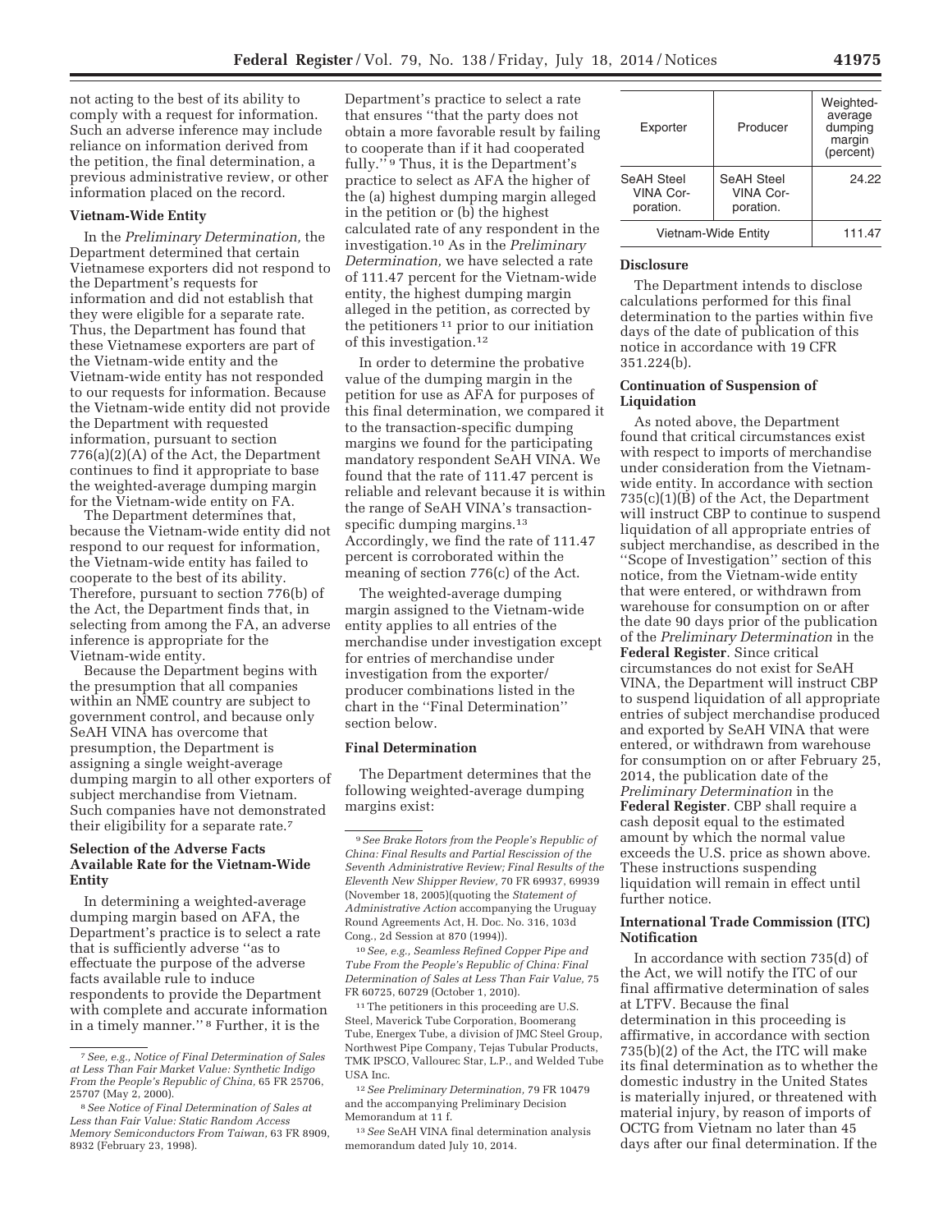not acting to the best of its ability to comply with a request for information. Such an adverse inference may include reliance on information derived from the petition, the final determination, a previous administrative review, or other information placed on the record.

**Vietnam-Wide Entity**

In the *Preliminary Determination,* the Department determined that certain Vietnamese exporters did not respond to the Department's requests for information and did not establish that they were eligible for a separate rate. Thus, the Department has found that these Vietnamese exporters are part of the Vietnam-wide entity and the Vietnam-wide entity has not responded to our requests for information. Because the Vietnam-wide entity did not provide the Department with requested information, pursuant to section 776(a)(2)(A) of the Act, the Department continues to find it appropriate to base the weighted-average dumping margin for the Vietnam-wide entity on FA.

The Department determines that, because the Vietnam-wide entity did not respond to our request for information, the Vietnam-wide entity has failed to cooperate to the best of its ability. Therefore, pursuant to section 776(b) of the Act, the Department finds that, in selecting from among the FA, an adverse inference is appropriate for the Vietnam-wide entity.

Because the Department begins with the presumption that all companies within an NME country are subject to government control, and because only SeAH VINA has overcome that presumption, the Department is assigning a single weight-average dumping margin to all other exporters of subject merchandise from Vietnam. Such companies have not demonstrated their eligibility for a separate rate.[7]

**Selection of the Adverse Facts Available Rate for the Vietnam-Wide Entity**

In determining a weighted-average dumping margin based on AFA, the Department's practice is to select a rate that is sufficiently adverse ''as to effectuate the purpose of the adverse facts available rule to induce respondents to provide the Department with complete and accurate information in a timely manner.''[8] Further, it is the Department's practice to select a rate that ensures ''that the party does not obtain a more favorable result by failing to cooperate than if it had cooperated fully.''[9] Thus, it is the Department's practice to select as AFA the higher of the (a) highest dumping margin alleged in the petition or (b) the highest calculated rate of any respondent in the investigation.[10] As in the *Preliminary Determination,* we have selected a rate of 111.47 percent for the Vietnam-wide entity, the highest dumping margin alleged in the petition, as corrected by the petitioners[11] prior to our initiation of this investigation.[12]

In order to determine the probative value of the dumping margin in the petition for use as AFA for purposes of this final determination, we compared it to the transaction-specific dumping margins we found for the participating mandatory respondent SeAH VINA. We found that the rate of 111.47 percent is reliable and relevant because it is within the range of SeAH VINA's transaction-specific dumping margins.[13] Accordingly, we find the rate of 111.47 percent is corroborated within the meaning of section 776(c) of the Act.

The weighted-average dumping margin assigned to the Vietnam-wide entity applies to all entries of the merchandise under investigation except for entries of merchandise under investigation from the exporter/producer combinations listed in the chart in the ''Final Determination'' section below.

**Final Determination**

The Department determines that the following weighted-average dumping margins exist:

| Exporter | Producer | Weighted-average dumping margin (percent) |
|---|---|---|
| SeAH Steel VINA Corporation. | SeAH Steel VINA Corporation. | 24.22 |
| Vietnam-Wide Entity | | 111.47 |

**Disclosure**

The Department intends to disclose calculations performed for this final determination to the parties within five days of the date of publication of this notice in accordance with 19 CFR 351.224(b).

**Continuation of Suspension of Liquidation**

As noted above, the Department found that critical circumstances exist with respect to imports of merchandise under consideration from the Vietnam-wide entity. In accordance with section 735(c)(1)(B) of the Act, the Department will instruct CBP to continue to suspend liquidation of all appropriate entries of subject merchandise, as described in the ''Scope of Investigation'' section of this notice, from the Vietnam-wide entity that were entered, or withdrawn from warehouse for consumption on or after the date 90 days prior of the publication of the *Preliminary Determination* in the **Federal Register**. Since critical circumstances do not exist for SeAH VINA, the Department will instruct CBP to suspend liquidation of all appropriate entries of subject merchandise produced and exported by SeAH VINA that were entered, or withdrawn from warehouse for consumption on or after February 25, 2014, the publication date of the *Preliminary Determination* in the **Federal Register**. CBP shall require a cash deposit equal to the estimated amount by which the normal value exceeds the U.S. price as shown above. These instructions suspending liquidation will remain in effect until further notice.

**International Trade Commission (ITC) Notification**

In accordance with section 735(d) of the Act, we will notify the ITC of our final affirmative determination of sales at LTFV. Because the final determination in this proceeding is affirmative, in accordance with section 735(b)(2) of the Act, the ITC will make its final determination as to whether the domestic industry in the United States is materially injured, or threatened with material injury, by reason of imports of OCTG from Vietnam no later than 45 days after our final determination. If the

---

[7] *See, e.g., Notice of Final Determination of Sales at Less Than Fair Market Value: Synthetic Indigo From the People's Republic of China,* 65 FR 25706, 25707 (May 2, 2000).

[8] *See Notice of Final Determination of Sales at Less than Fair Value: Static Random Access Memory Semiconductors From Taiwan,* 63 FR 8909, 8932 (February 23, 1998).

[9] *See Brake Rotors from the People's Republic of China: Final Results and Partial Rescission of the Seventh Administrative Review; Final Results of the Eleventh New Shipper Review,* 70 FR 69937, 69939 (November 18, 2005)(quoting the *Statement of Administrative Action* accompanying the Uruguay Round Agreements Act, H. Doc. No. 316, 103d Cong., 2d Session at 870 (1994)).

[10] *See, e.g., Seamless Refined Copper Pipe and Tube From the People's Republic of China: Final Determination of Sales at Less Than Fair Value,* 75 FR 60725, 60729 (October 1, 2010).

[11] The petitioners in this proceeding are U.S. Steel, Maverick Tube Corporation, Boomerang Tube, Energex Tube, a division of JMC Steel Group, Northwest Pipe Company, Tejas Tubular Products, TMK IPSCO, Vallourec Star, L.P., and Welded Tube USA Inc.

[12] *See Preliminary Determination,* 79 FR 10479 and the accompanying Preliminary Decision Memorandum at 11 f.

[13] *See* SeAH VINA final determination analysis memorandum dated July 10, 2014.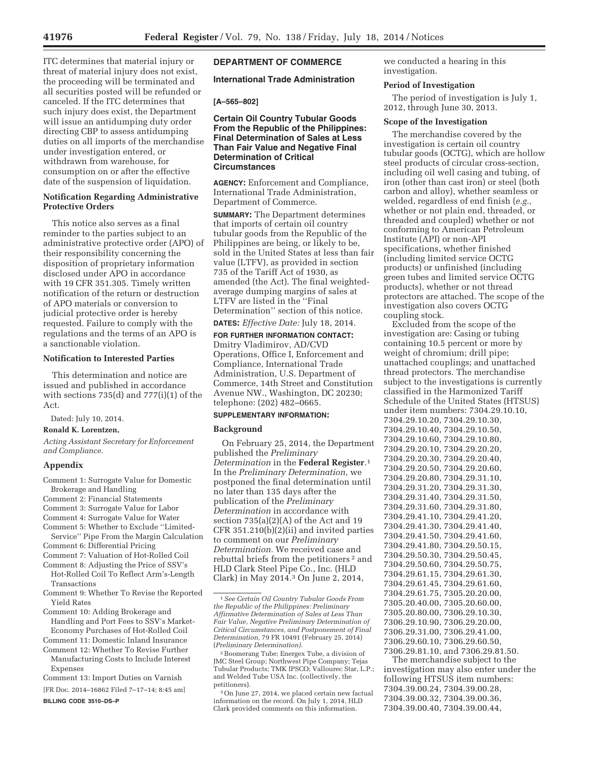ITC determines that material injury or threat of material injury does not exist, the proceeding will be terminated and all securities posted will be refunded or canceled. If the ITC determines that such injury does exist, the Department will issue an antidumping duty order directing CBP to assess antidumping duties on all imports of the merchandise under investigation entered, or withdrawn from warehouse, for consumption on or after the effective date of the suspension of liquidation.

**Notification Regarding Administrative Protective Orders**

This notice also serves as a final reminder to the parties subject to an administrative protective order (APO) of their responsibility concerning the disposition of proprietary information disclosed under APO in accordance with 19 CFR 351.305. Timely written notification of the return or destruction of APO materials or conversion to judicial protective order is hereby requested. Failure to comply with the regulations and the terms of an APO is a sanctionable violation.

**Notification to Interested Parties**

This determination and notice are issued and published in accordance with sections 735(d) and 777(i)(1) of the Act.

Dated: July 10, 2014.

**Ronald K. Lorentzen,**

*Acting Assistant Secretary for Enforcement and Compliance.*

**Appendix**

Comment 1: Surrogate Value for Domestic Brokerage and Handling
Comment 2: Financial Statements
Comment 3: Surrogate Value for Labor
Comment 4: Surrogate Value for Water
Comment 5: Whether to Exclude ''Limited-Service'' Pipe From the Margin Calculation
Comment 6: Differential Pricing
Comment 7: Valuation of Hot-Rolled Coil
Comment 8: Adjusting the Price of SSV's Hot-Rolled Coil To Reflect Arm's-Length Transactions
Comment 9: Whether To Revise the Reported Yield Rates
Comment 10: Adding Brokerage and Handling and Port Fees to SSV's Market-Economy Purchases of Hot-Rolled Coil
Comment 11: Domestic Inland Insurance
Comment 12: Whether To Revise Further Manufacturing Costs to Include Interest Expenses
Comment 13: Import Duties on Varnish

[FR Doc. 2014–16862 Filed 7–17–14; 8:45 am]

**BILLING CODE 3510–DS–P**

**DEPARTMENT OF COMMERCE**

**International Trade Administration**

**[A–565–802]**

**Certain Oil Country Tubular Goods From the Republic of the Philippines: Final Determination of Sales at Less Than Fair Value and Negative Final Determination of Critical Circumstances**

**AGENCY:** Enforcement and Compliance, International Trade Administration, Department of Commerce.

**SUMMARY:** The Department determines that imports of certain oil country tubular goods from the Republic of the Philippines are being, or likely to be, sold in the United States at less than fair value (LTFV), as provided in section 735 of the Tariff Act of 1930, as amended (the Act). The final weighted-average dumping margins of sales at LTFV are listed in the ''Final Determination'' section of this notice.

**DATES:** *Effective Date:* July 18, 2014.

**FOR FURTHER INFORMATION CONTACT:** Dmitry Vladimirov, AD/CVD Operations, Office I, Enforcement and Compliance, International Trade Administration, U.S. Department of Commerce, 14th Street and Constitution Avenue NW., Washington, DC 20230; telephone: (202) 482–0665.

**SUPPLEMENTARY INFORMATION:**

**Background**

On February 25, 2014, the Department published the *Preliminary Determination* in the **Federal Register**.[1] In the *Preliminary Determination,* we postponed the final determination until no later than 135 days after the publication of the *Preliminary Determination* in accordance with section 735(a)(2)(A) of the Act and 19 CFR 351.210(b)(2)(ii) and invited parties to comment on our *Preliminary Determination.* We received case and rebuttal briefs from the petitioners[2] and HLD Clark Steel Pipe Co., Inc. (HLD Clark) in May 2014.[3] On June 2, 2014, we conducted a hearing in this investigation.

[1] *See Certain Oil Country Tubular Goods From the Republic of the Philippines: Preliminary Affirmative Determination of Sales at Less Than Fair Value, Negative Preliminary Determination of Critical Circumstances, and Postponement of Final Determination,* 79 FR 10491 (February 25, 2014) (*Preliminary Determination).*

[2] Boomerang Tube; Energex Tube, a division of JMC Steel Group; Northwest Pipe Company; Tejas Tubular Products; TMK IPSCO; Vallourec Star, L.P.; and Welded Tube USA Inc. (collectively, the petitioners).

[3] On June 27, 2014, we placed certain new factual information on the record. On July 1, 2014, HLD Clark provided comments on this information.

**Period of Investigation**

The period of investigation is July 1, 2012, through June 30, 2013.

**Scope of the Investigation**

The merchandise covered by the investigation is certain oil country tubular goods (OCTG), which are hollow steel products of circular cross-section, including oil well casing and tubing, of iron (other than cast iron) or steel (both carbon and alloy), whether seamless or welded, regardless of end finish (*e.g.,* whether or not plain end, threaded, or threaded and coupled) whether or not conforming to American Petroleum Institute (API) or non-API specifications, whether finished (including limited service OCTG products) or unfinished (including green tubes and limited service OCTG products), whether or not thread protectors are attached. The scope of the investigation also covers OCTG coupling stock.

Excluded from the scope of the investigation are: Casing or tubing containing 10.5 percent or more by weight of chromium; drill pipe; unattached couplings; and unattached thread protectors. The merchandise subject to the investigations is currently classified in the Harmonized Tariff Schedule of the United States (HTSUS) under item numbers: 7304.29.10.10, 7304.29.10.20, 7304.29.10.30, 7304.29.10.40, 7304.29.10.50, 7304.29.10.60, 7304.29.10.80, 7304.29.20.10, 7304.29.20.20, 7304.29.20.30, 7304.29.20.40, 7304.29.20.50, 7304.29.20.60, 7304.29.20.80, 7304.29.31.10, 7304.29.31.20, 7304.29.31.30, 7304.29.31.40, 7304.29.31.50, 7304.29.31.60, 7304.29.31.80, 7304.29.41.10, 7304.29.41.20, 7304.29.41.30, 7304.29.41.40, 7304.29.41.50, 7304.29.41.60, 7304.29.41.80, 7304.29.50.15, 7304.29.50.30, 7304.29.50.45, 7304.29.50.60, 7304.29.50.75, 7304.29.61.15, 7304.29.61.30, 7304.29.61.45, 7304.29.61.60, 7304.29.61.75, 7305.20.20.00, 7305.20.40.00, 7305.20.60.00, 7305.20.80.00, 7306.29.10.30, 7306.29.10.90, 7306.29.20.00, 7306.29.31.00, 7306.29.41.00, 7306.29.60.10, 7306.29.60.50, 7306.29.81.10, and 7306.29.81.50.

The merchandise subject to the investigation may also enter under the following HTSUS item numbers: 7304.39.00.24, 7304.39.00.28, 7304.39.00.32, 7304.39.00.36, 7304.39.00.40, 7304.39.00.44,